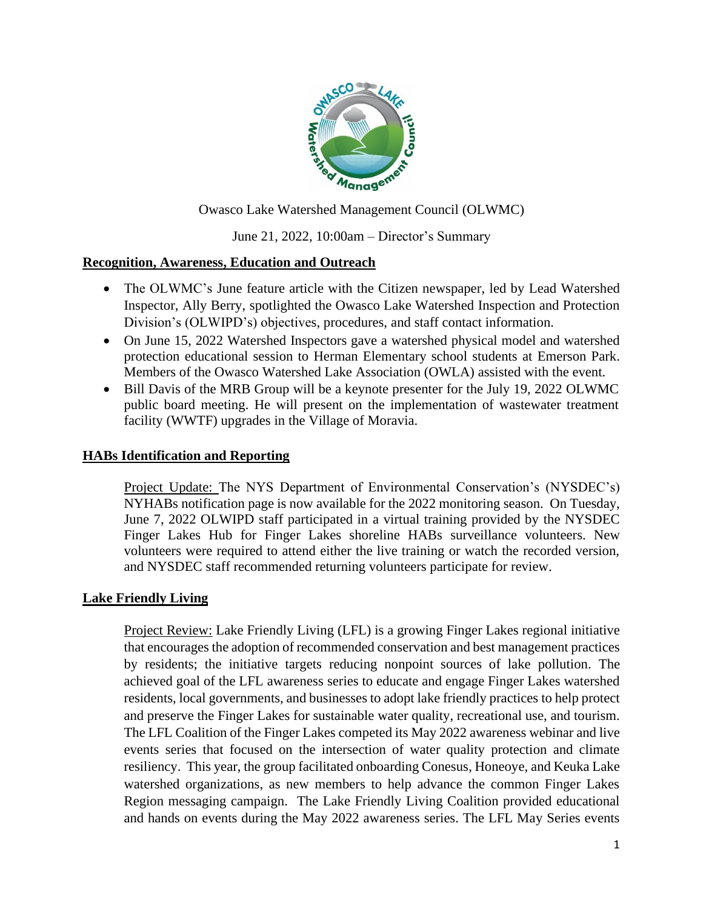Owasco Lake Watershed Management Council (OLWMC)

June 21, 2022, 10:00am – Director's Summary

**Recognition, Awareness, Education and Outreach**

- The OLWMC's June feature article with the Citizen newspaper, led by Lead Watershed Inspector, Ally Berry, spotlighted the Owasco Lake Watershed Inspection and Protection Division's (OLWIPD's) objectives, procedures, and staff contact information.
- On June 15, 2022 Watershed Inspectors gave a watershed physical model and watershed protection educational session to Herman Elementary school students at Emerson Park. Members of the Owasco Watershed Lake Association (OWLA) assisted with the event.
- Bill Davis of the MRB Group will be a keynote presenter for the July 19, 2022 OLWMC public board meeting. He will present on the implementation of wastewater treatment facility (WWTF) upgrades in the Village of Moravia.

**HABs Identification and Reporting**

Project Update: The NYS Department of Environmental Conservation's (NYSDEC's) NYHABs notification page is now available for the 2022 monitoring season. On Tuesday, June 7, 2022 OLWIPD staff participated in a virtual training provided by the NYSDEC Finger Lakes Hub for Finger Lakes shoreline HABs surveillance volunteers. New volunteers were required to attend either the live training or watch the recorded version, and NYSDEC staff recommended returning volunteers participate for review.

**Lake Friendly Living**

Project Review: Lake Friendly Living (LFL) is a growing Finger Lakes regional initiative that encourages the adoption of recommended conservation and best management practices by residents; the initiative targets reducing nonpoint sources of lake pollution. The achieved goal of the LFL awareness series to educate and engage Finger Lakes watershed residents, local governments, and businesses to adopt lake friendly practices to help protect and preserve the Finger Lakes for sustainable water quality, recreational use, and tourism. The LFL Coalition of the Finger Lakes competed its May 2022 awareness webinar and live events series that focused on the intersection of water quality protection and climate resiliency. This year, the group facilitated onboarding Conesus, Honeoye, and Keuka Lake watershed organizations, as new members to help advance the common Finger Lakes Region messaging campaign. The Lake Friendly Living Coalition provided educational and hands on events during the May 2022 awareness series. The LFL May Series events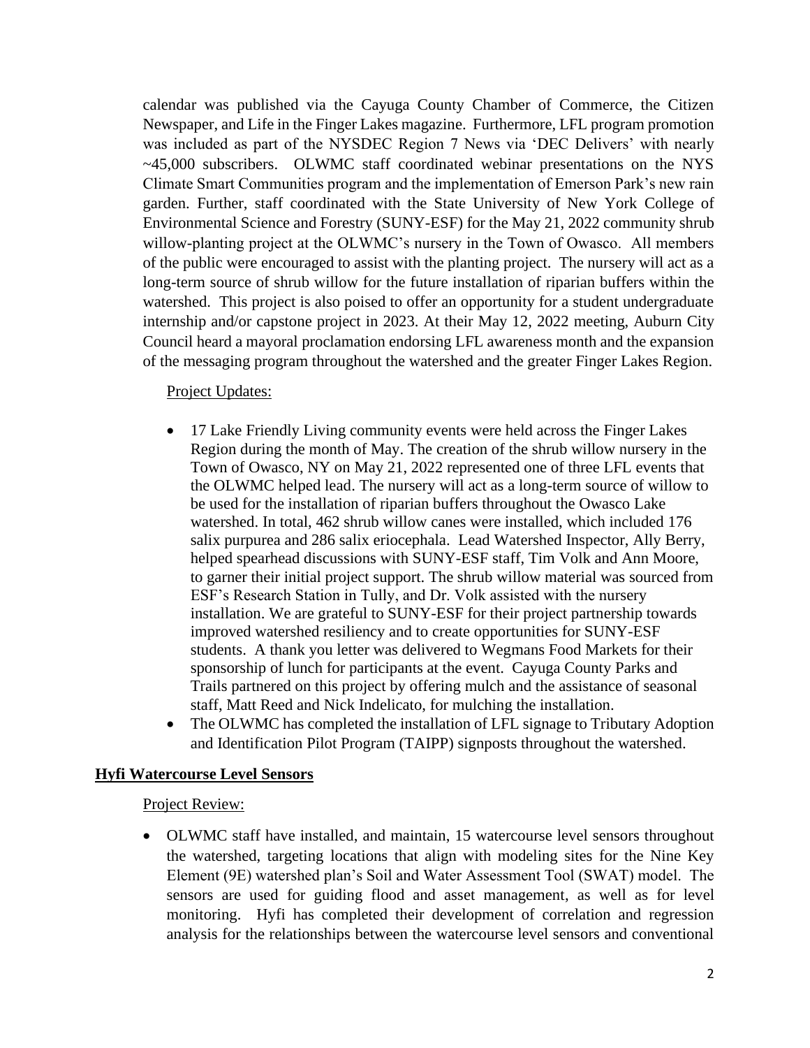calendar was published via the Cayuga County Chamber of Commerce, the Citizen Newspaper, and Life in the Finger Lakes magazine. Furthermore, LFL program promotion was included as part of the NYSDEC Region 7 News via 'DEC Delivers' with nearly ~45,000 subscribers. OLWMC staff coordinated webinar presentations on the NYS Climate Smart Communities program and the implementation of Emerson Park's new rain garden. Further, staff coordinated with the State University of New York College of Environmental Science and Forestry (SUNY-ESF) for the May 21, 2022 community shrub willow-planting project at the OLWMC's nursery in the Town of Owasco. All members of the public were encouraged to assist with the planting project. The nursery will act as a long-term source of shrub willow for the future installation of riparian buffers within the watershed. This project is also poised to offer an opportunity for a student undergraduate internship and/or capstone project in 2023. At their May 12, 2022 meeting, Auburn City Council heard a mayoral proclamation endorsing LFL awareness month and the expansion of the messaging program throughout the watershed and the greater Finger Lakes Region.

Project Updates:

- 17 Lake Friendly Living community events were held across the Finger Lakes Region during the month of May. The creation of the shrub willow nursery in the Town of Owasco, NY on May 21, 2022 represented one of three LFL events that the OLWMC helped lead. The nursery will act as a long-term source of willow to be used for the installation of riparian buffers throughout the Owasco Lake watershed. In total, 462 shrub willow canes were installed, which included 176 salix purpurea and 286 salix eriocephala. Lead Watershed Inspector, Ally Berry, helped spearhead discussions with SUNY-ESF staff, Tim Volk and Ann Moore, to garner their initial project support. The shrub willow material was sourced from ESF's Research Station in Tully, and Dr. Volk assisted with the nursery installation. We are grateful to SUNY-ESF for their project partnership towards improved watershed resiliency and to create opportunities for SUNY-ESF students. A thank you letter was delivered to Wegmans Food Markets for their sponsorship of lunch for participants at the event. Cayuga County Parks and Trails partnered on this project by offering mulch and the assistance of seasonal staff, Matt Reed and Nick Indelicato, for mulching the installation.
- The OLWMC has completed the installation of LFL signage to Tributary Adoption and Identification Pilot Program (TAIPP) signposts throughout the watershed.

## Hyfi Watercourse Level Sensors

Project Review:

- OLWMC staff have installed, and maintain, 15 watercourse level sensors throughout the watershed, targeting locations that align with modeling sites for the Nine Key Element (9E) watershed plan's Soil and Water Assessment Tool (SWAT) model. The sensors are used for guiding flood and asset management, as well as for level monitoring. Hyfi has completed their development of correlation and regression analysis for the relationships between the watercourse level sensors and conventional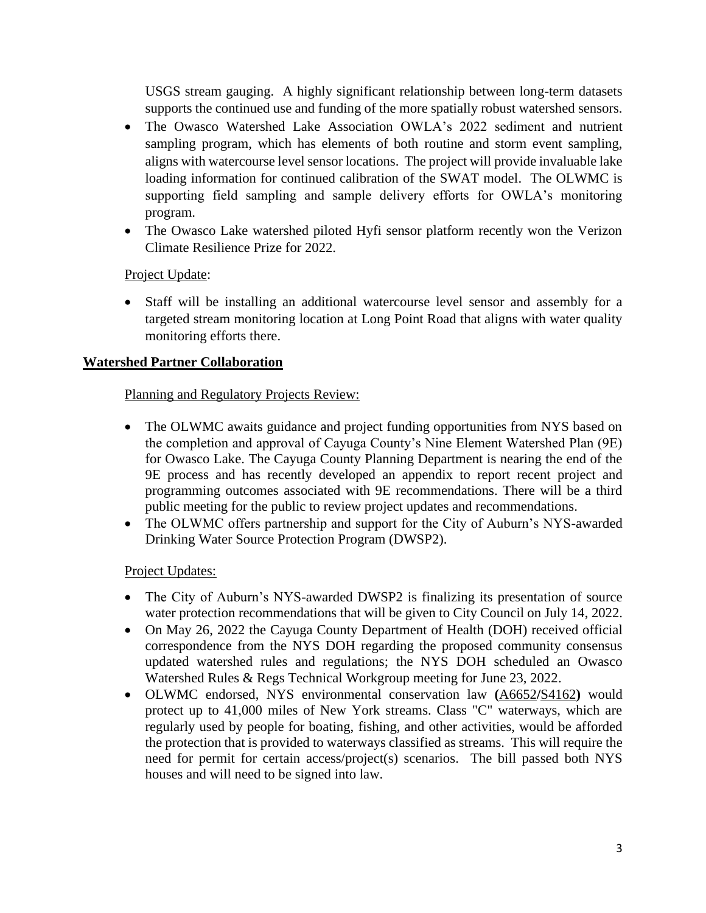USGS stream gauging. A highly significant relationship between long-term datasets supports the continued use and funding of the more spatially robust watershed sensors.

- The Owasco Watershed Lake Association OWLA's 2022 sediment and nutrient sampling program, which has elements of both routine and storm event sampling, aligns with watercourse level sensor locations. The project will provide invaluable lake loading information for continued calibration of the SWAT model. The OLWMC is supporting field sampling and sample delivery efforts for OWLA's monitoring program.
- The Owasco Lake watershed piloted Hyfi sensor platform recently won the Verizon Climate Resilience Prize for 2022.

Project Update:

- Staff will be installing an additional watercourse level sensor and assembly for a targeted stream monitoring location at Long Point Road that aligns with water quality monitoring efforts there.

## Watershed Partner Collaboration

Planning and Regulatory Projects Review:

- The OLWMC awaits guidance and project funding opportunities from NYS based on the completion and approval of Cayuga County's Nine Element Watershed Plan (9E) for Owasco Lake. The Cayuga County Planning Department is nearing the end of the 9E process and has recently developed an appendix to report recent project and programming outcomes associated with 9E recommendations. There will be a third public meeting for the public to review project updates and recommendations.
- The OLWMC offers partnership and support for the City of Auburn's NYS-awarded Drinking Water Source Protection Program (DWSP2).

Project Updates:

- The City of Auburn's NYS-awarded DWSP2 is finalizing its presentation of source water protection recommendations that will be given to City Council on July 14, 2022.
- On May 26, 2022 the Cayuga County Department of Health (DOH) received official correspondence from the NYS DOH regarding the proposed community consensus updated watershed rules and regulations; the NYS DOH scheduled an Owasco Watershed Rules & Regs Technical Workgroup meeting for June 23, 2022.
- OLWMC endorsed, NYS environmental conservation law **(**A6652**/**S4162**)** would protect up to 41,000 miles of New York streams. Class "C" waterways, which are regularly used by people for boating, fishing, and other activities, would be afforded the protection that is provided to waterways classified as streams. This will require the need for permit for certain access/project(s) scenarios. The bill passed both NYS houses and will need to be signed into law.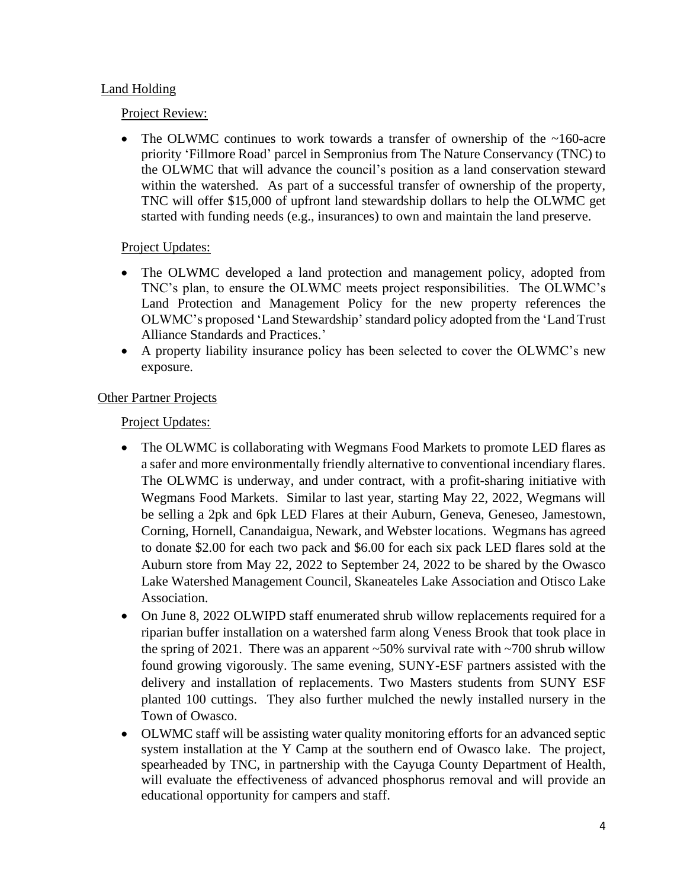## Land Holding

### Project Review:

- The OLWMC continues to work towards a transfer of ownership of the ~160-acre priority 'Fillmore Road' parcel in Sempronius from The Nature Conservancy (TNC) to the OLWMC that will advance the council's position as a land conservation steward within the watershed. As part of a successful transfer of ownership of the property, TNC will offer $15,000 of upfront land stewardship dollars to help the OLWMC get started with funding needs (e.g., insurances) to own and maintain the land preserve.

### Project Updates:

- The OLWMC developed a land protection and management policy, adopted from TNC's plan, to ensure the OLWMC meets project responsibilities. The OLWMC's Land Protection and Management Policy for the new property references the OLWMC's proposed 'Land Stewardship' standard policy adopted from the 'Land Trust Alliance Standards and Practices.'
- A property liability insurance policy has been selected to cover the OLWMC's new exposure.

## Other Partner Projects

### Project Updates:

- The OLWMC is collaborating with Wegmans Food Markets to promote LED flares as a safer and more environmentally friendly alternative to conventional incendiary flares. The OLWMC is underway, and under contract, with a profit-sharing initiative with Wegmans Food Markets. Similar to last year, starting May 22, 2022, Wegmans will be selling a 2pk and 6pk LED Flares at their Auburn, Geneva, Geneseo, Jamestown, Corning, Hornell, Canandaigua, Newark, and Webster locations. Wegmans has agreed to donate $2.00 for each two pack and $6.00 for each six pack LED flares sold at the Auburn store from May 22, 2022 to September 24, 2022 to be shared by the Owasco Lake Watershed Management Council, Skaneateles Lake Association and Otisco Lake Association.
- On June 8, 2022 OLWIPD staff enumerated shrub willow replacements required for a riparian buffer installation on a watershed farm along Veness Brook that took place in the spring of 2021. There was an apparent ~50% survival rate with ~700 shrub willow found growing vigorously. The same evening, SUNY-ESF partners assisted with the delivery and installation of replacements. Two Masters students from SUNY ESF planted 100 cuttings. They also further mulched the newly installed nursery in the Town of Owasco.
- OLWMC staff will be assisting water quality monitoring efforts for an advanced septic system installation at the Y Camp at the southern end of Owasco lake. The project, spearheaded by TNC, in partnership with the Cayuga County Department of Health, will evaluate the effectiveness of advanced phosphorus removal and will provide an educational opportunity for campers and staff.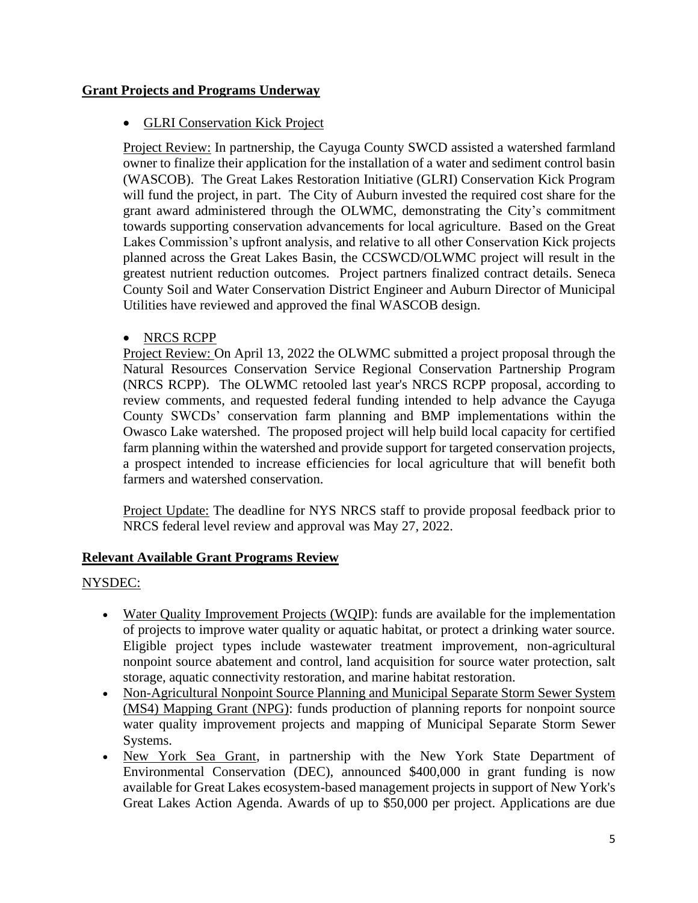## Grant Projects and Programs Underway

- GLRI Conservation Kick Project

Project Review: In partnership, the Cayuga County SWCD assisted a watershed farmland owner to finalize their application for the installation of a water and sediment control basin (WASCOB). The Great Lakes Restoration Initiative (GLRI) Conservation Kick Program will fund the project, in part. The City of Auburn invested the required cost share for the grant award administered through the OLWMC, demonstrating the City's commitment towards supporting conservation advancements for local agriculture. Based on the Great Lakes Commission's upfront analysis, and relative to all other Conservation Kick projects planned across the Great Lakes Basin, the CCSWCD/OLWMC project will result in the greatest nutrient reduction outcomes. Project partners finalized contract details. Seneca County Soil and Water Conservation District Engineer and Auburn Director of Municipal Utilities have reviewed and approved the final WASCOB design.

- NRCS RCPP

Project Review: On April 13, 2022 the OLWMC submitted a project proposal through the Natural Resources Conservation Service Regional Conservation Partnership Program (NRCS RCPP). The OLWMC retooled last year's NRCS RCPP proposal, according to review comments, and requested federal funding intended to help advance the Cayuga County SWCDs' conservation farm planning and BMP implementations within the Owasco Lake watershed. The proposed project will help build local capacity for certified farm planning within the watershed and provide support for targeted conservation projects, a prospect intended to increase efficiencies for local agriculture that will benefit both farmers and watershed conservation.

Project Update: The deadline for NYS NRCS staff to provide proposal feedback prior to NRCS federal level review and approval was May 27, 2022.

## Relevant Available Grant Programs Review

NYSDEC:

- Water Quality Improvement Projects (WQIP): funds are available for the implementation of projects to improve water quality or aquatic habitat, or protect a drinking water source. Eligible project types include wastewater treatment improvement, non-agricultural nonpoint source abatement and control, land acquisition for source water protection, salt storage, aquatic connectivity restoration, and marine habitat restoration.
- Non-Agricultural Nonpoint Source Planning and Municipal Separate Storm Sewer System (MS4) Mapping Grant (NPG): funds production of planning reports for nonpoint source water quality improvement projects and mapping of Municipal Separate Storm Sewer Systems.
- New York Sea Grant, in partnership with the New York State Department of Environmental Conservation (DEC), announced $400,000 in grant funding is now available for Great Lakes ecosystem-based management projects in support of New York's Great Lakes Action Agenda. Awards of up to $50,000 per project. Applications are due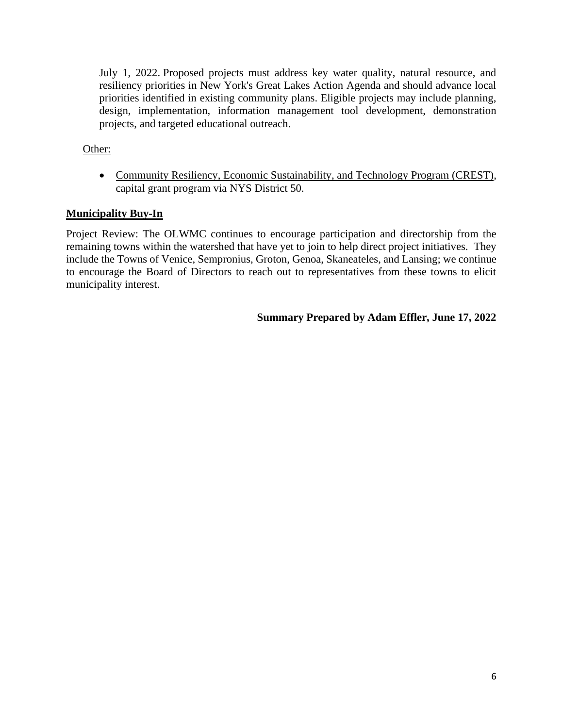July 1, 2022. Proposed projects must address key water quality, natural resource, and resiliency priorities in New York's Great Lakes Action Agenda and should advance local priorities identified in existing community plans. Eligible projects may include planning, design, implementation, information management tool development, demonstration projects, and targeted educational outreach.

Other:

- Community Resiliency, Economic Sustainability, and Technology Program (CREST), capital grant program via NYS District 50.

**Municipality Buy-In**

Project Review: The OLWMC continues to encourage participation and directorship from the remaining towns within the watershed that have yet to join to help direct project initiatives. They include the Towns of Venice, Sempronius, Groton, Genoa, Skaneateles, and Lansing; we continue to encourage the Board of Directors to reach out to representatives from these towns to elicit municipality interest.

**Summary Prepared by Adam Effler, June 17, 2022**